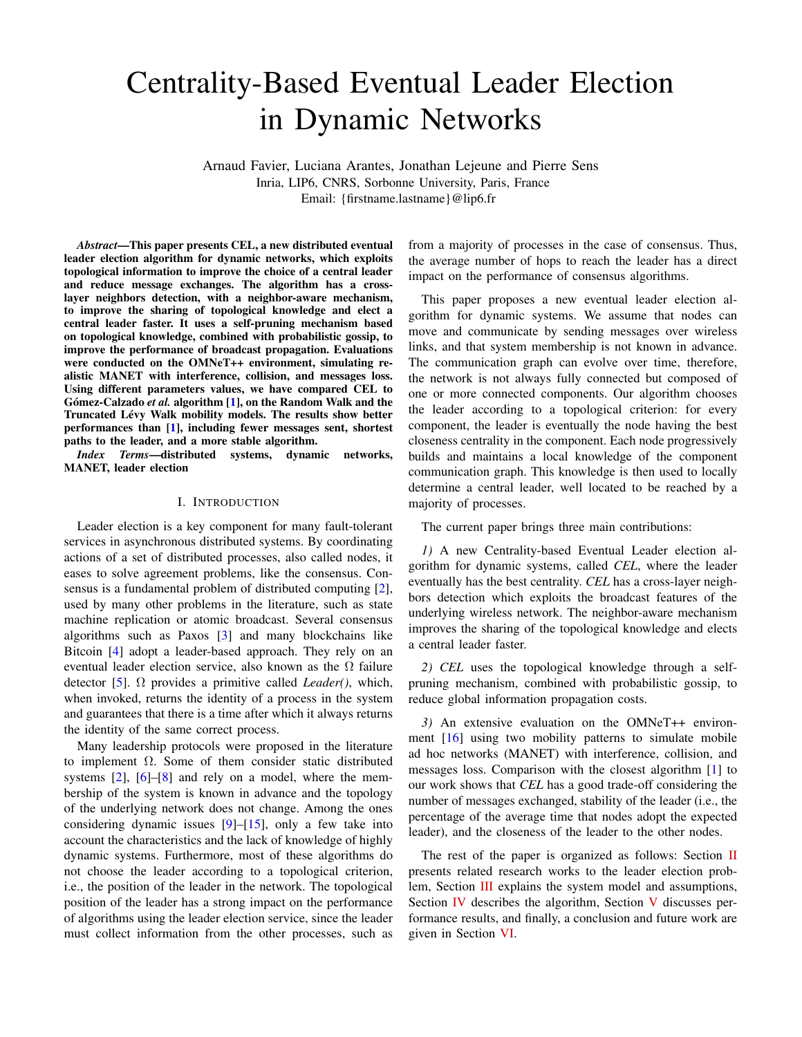# Centrality-Based Eventual Leader Election in Dynamic Networks

Arnaud Favier, Luciana Arantes, Jonathan Lejeune and Pierre Sens
Inria, LIP6, CNRS, Sorbonne University, Paris, France
Email: {firstname.lastname}@lip6.fr

***Abstract*—This paper presents CEL, a new distributed eventual leader election algorithm for dynamic networks, which exploits topological information to improve the choice of a central leader and reduce message exchanges. The algorithm has a cross-layer neighbors detection, with a neighbor-aware mechanism, to improve the sharing of topological knowledge and elect a central leader faster. It uses a self-pruning mechanism based on topological knowledge, combined with probabilistic gossip, to improve the performance of broadcast propagation. Evaluations were conducted on the OMNeT++ environment, simulating realistic MANET with interference, collision, and messages loss. Using different parameters values, we have compared CEL to Gómez-Calzado *et al.* algorithm [1], on the Random Walk and the Truncated Lévy Walk mobility models. The results show better performances than [1], including fewer messages sent, shortest paths to the leader, and a more stable algorithm.**

***Index Terms*—distributed systems, dynamic networks, MANET, leader election**

## I. Introduction

Leader election is a key component for many fault-tolerant services in asynchronous distributed systems. By coordinating actions of a set of distributed processes, also called nodes, it eases to solve agreement problems, like the consensus. Consensus is a fundamental problem of distributed computing [2], used by many other problems in the literature, such as state machine replication or atomic broadcast. Several consensus algorithms such as Paxos [3] and many blockchains like Bitcoin [4] adopt a leader-based approach. They rely on an eventual leader election service, also known as the Ω failure detector [5]. Ω provides a primitive called *Leader()*, which, when invoked, returns the identity of a process in the system and guarantees that there is a time after which it always returns the identity of the same correct process.

Many leadership protocols were proposed in the literature to implement Ω. Some of them consider static distributed systems [2], [6]–[8] and rely on a model, where the membership of the system is known in advance and the topology of the underlying network does not change. Among the ones considering dynamic issues [9]–[15], only a few take into account the characteristics and the lack of knowledge of highly dynamic systems. Furthermore, most of these algorithms do not choose the leader according to a topological criterion, i.e., the position of the leader in the network. The topological position of the leader has a strong impact on the performance of algorithms using the leader election service, since the leader must collect information from the other processes, such as from a majority of processes in the case of consensus. Thus, the average number of hops to reach the leader has a direct impact on the performance of consensus algorithms.

This paper proposes a new eventual leader election algorithm for dynamic systems. We assume that nodes can move and communicate by sending messages over wireless links, and that system membership is not known in advance. The communication graph can evolve over time, therefore, the network is not always fully connected but composed of one or more connected components. Our algorithm chooses the leader according to a topological criterion: for every component, the leader is eventually the node having the best closeness centrality in the component. Each node progressively builds and maintains a local knowledge of the component communication graph. This knowledge is then used to locally determine a central leader, well located to be reached by a majority of processes.

The current paper brings three main contributions:

*1)* A new Centrality-based Eventual Leader election algorithm for dynamic systems, called *CEL*, where the leader eventually has the best centrality. *CEL* has a cross-layer neighbors detection which exploits the broadcast features of the underlying wireless network. The neighbor-aware mechanism improves the sharing of the topological knowledge and elects a central leader faster.

*2)* *CEL* uses the topological knowledge through a self-pruning mechanism, combined with probabilistic gossip, to reduce global information propagation costs.

*3)* An extensive evaluation on the OMNeT++ environment [16] using two mobility patterns to simulate mobile ad hoc networks (MANET) with interference, collision, and messages loss. Comparison with the closest algorithm [1] to our work shows that *CEL* has a good trade-off considering the number of messages exchanged, stability of the leader (i.e., the percentage of the average time that nodes adopt the expected leader), and the closeness of the leader to the other nodes.

The rest of the paper is organized as follows: Section II presents related research works to the leader election problem, Section III explains the system model and assumptions, Section IV describes the algorithm, Section V discusses performance results, and finally, a conclusion and future work are given in Section VI.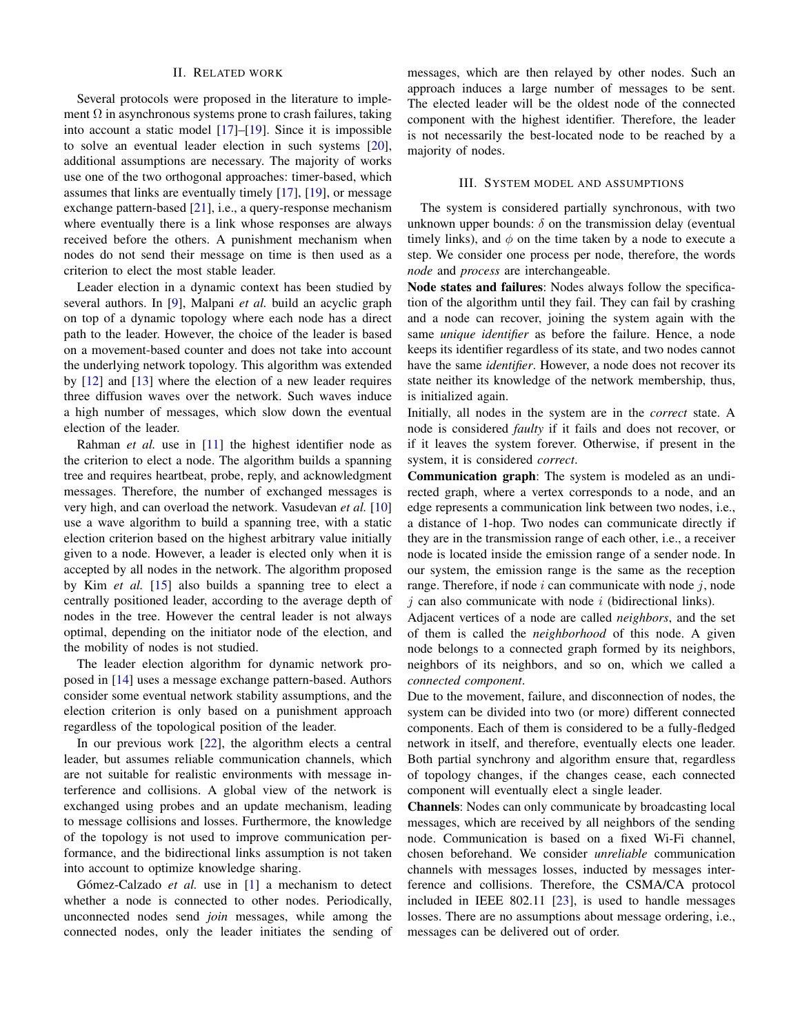## II. Related work

Several protocols were proposed in the literature to implement $\Omega$ in asynchronous systems prone to crash failures, taking into account a static model [17]–[19]. Since it is impossible to solve an eventual leader election in such systems [20], additional assumptions are necessary. The majority of works use one of the two orthogonal approaches: timer-based, which assumes that links are eventually timely [17], [19], or message exchange pattern-based [21], i.e., a query-response mechanism where eventually there is a link whose responses are always received before the others. A punishment mechanism when nodes do not send their message on time is then used as a criterion to elect the most stable leader.

Leader election in a dynamic context has been studied by several authors. In [9], Malpani *et al.* build an acyclic graph on top of a dynamic topology where each node has a direct path to the leader. However, the choice of the leader is based on a movement-based counter and does not take into account the underlying network topology. This algorithm was extended by [12] and [13] where the election of a new leader requires three diffusion waves over the network. Such waves induce a high number of messages, which slow down the eventual election of the leader.

Rahman *et al.* use in [11] the highest identifier node as the criterion to elect a node. The algorithm builds a spanning tree and requires heartbeat, probe, reply, and acknowledgment messages. Therefore, the number of exchanged messages is very high, and can overload the network. Vasudevan *et al.* [10] use a wave algorithm to build a spanning tree, with a static election criterion based on the highest arbitrary value initially given to a node. However, a leader is elected only when it is accepted by all nodes in the network. The algorithm proposed by Kim *et al.* [15] also builds a spanning tree to elect a centrally positioned leader, according to the average depth of nodes in the tree. However the central leader is not always optimal, depending on the initiator node of the election, and the mobility of nodes is not studied.

The leader election algorithm for dynamic network proposed in [14] uses a message exchange pattern-based. Authors consider some eventual network stability assumptions, and the election criterion is only based on a punishment approach regardless of the topological position of the leader.

In our previous work [22], the algorithm elects a central leader, but assumes reliable communication channels, which are not suitable for realistic environments with message interference and collisions. A global view of the network is exchanged using probes and an update mechanism, leading to message collisions and losses. Furthermore, the knowledge of the topology is not used to improve communication performance, and the bidirectional links assumption is not taken into account to optimize knowledge sharing.

Gómez-Calzado *et al.* use in [1] a mechanism to detect whether a node is connected to other nodes. Periodically, unconnected nodes send *join* messages, while among the connected nodes, only the leader initiates the sending of messages, which are then relayed by other nodes. Such an approach induces a large number of messages to be sent. The elected leader will be the oldest node of the connected component with the highest identifier. Therefore, the leader is not necessarily the best-located node to be reached by a majority of nodes.

## III. System model and assumptions

The system is considered partially synchronous, with two unknown upper bounds: $\delta$ on the transmission delay (eventual timely links), and $\phi$ on the time taken by a node to execute a step. We consider one process per node, therefore, the words *node* and *process* are interchangeable.

**Node states and failures**: Nodes always follow the specification of the algorithm until they fail. They can fail by crashing and a node can recover, joining the system again with the same *unique identifier* as before the failure. Hence, a node keeps its identifier regardless of its state, and two nodes cannot have the same *identifier*. However, a node does not recover its state neither its knowledge of the network membership, thus, is initialized again.

Initially, all nodes in the system are in the *correct* state. A node is considered *faulty* if it fails and does not recover, or if it leaves the system forever. Otherwise, if present in the system, it is considered *correct*.

**Communication graph**: The system is modeled as an undirected graph, where a vertex corresponds to a node, and an edge represents a communication link between two nodes, i.e., a distance of 1-hop. Two nodes can communicate directly if they are in the transmission range of each other, i.e., a receiver node is located inside the emission range of a sender node. In our system, the emission range is the same as the reception range. Therefore, if node $i$ can communicate with node $j$, node $j$ can also communicate with node $i$ (bidirectional links).

Adjacent vertices of a node are called *neighbors*, and the set of them is called the *neighborhood* of this node. A given node belongs to a connected graph formed by its neighbors, neighbors of its neighbors, and so on, which we called a *connected component*.

Due to the movement, failure, and disconnection of nodes, the system can be divided into two (or more) different connected components. Each of them is considered to be a fully-fledged network in itself, and therefore, eventually elects one leader. Both partial synchrony and algorithm ensure that, regardless of topology changes, if the changes cease, each connected component will eventually elect a single leader.

**Channels**: Nodes can only communicate by broadcasting local messages, which are received by all neighbors of the sending node. Communication is based on a fixed Wi-Fi channel, chosen beforehand. We consider *unreliable* communication channels with messages losses, inducted by messages interference and collisions. Therefore, the CSMA/CA protocol included in IEEE 802.11 [23], is used to handle messages losses. There are no assumptions about message ordering, i.e., messages can be delivered out of order.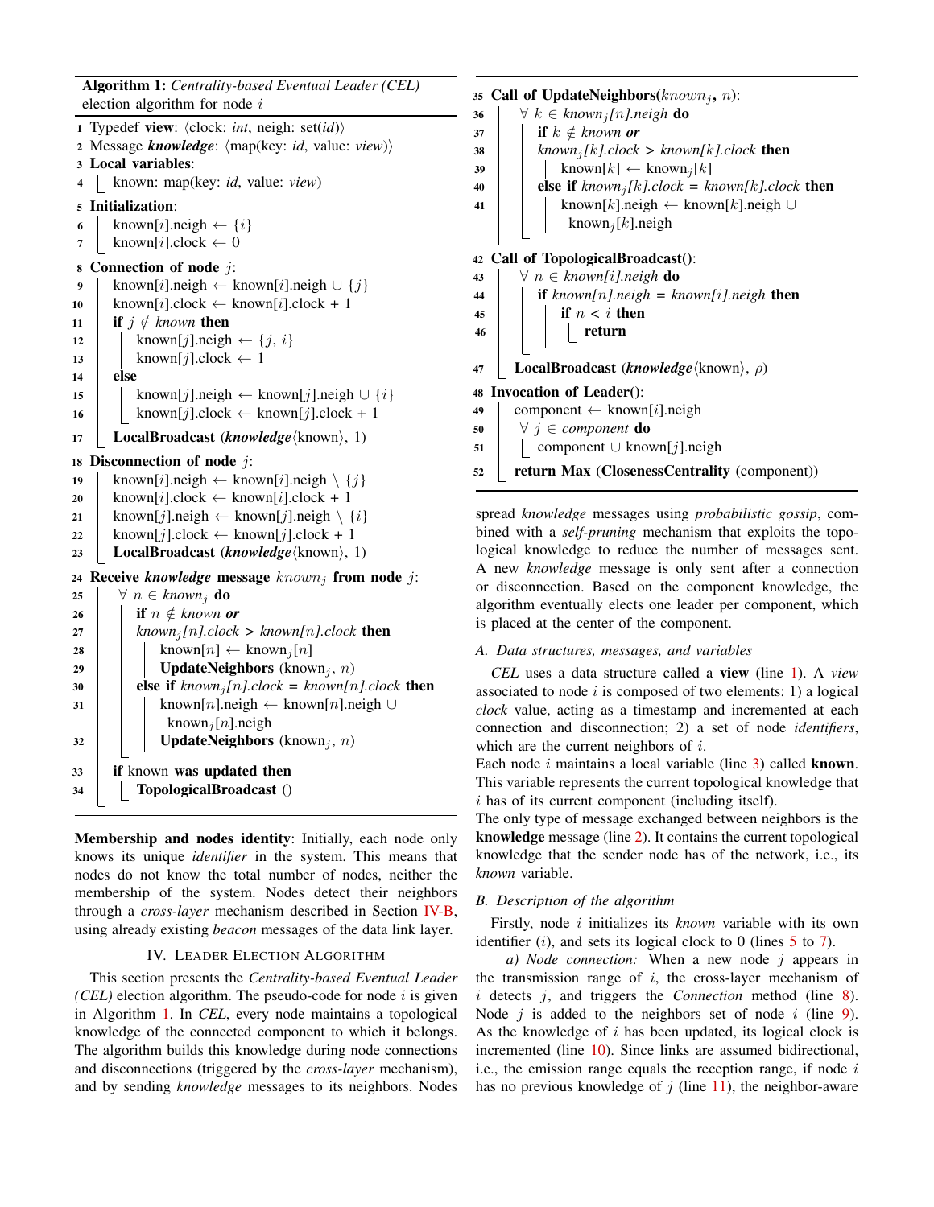**Algorithm 1:** *Centrality-based Eventual Leader (CEL)* election algorithm for node $i$

```
1  Typedef view: ⟨clock: int, neigh: set(id)⟩
2  Message knowledge: ⟨map(key: id, value: view)⟩
3  Local variables:
4      known: map(key: id, value: view)
5  Initialization:
6      known[i].neigh ← {i}
7      known[i].clock ← 0
8  Connection of node j:
9      known[i].neigh ← known[i].neigh ∪ {j}
10     known[i].clock ← known[i].clock + 1
11     if j ∉ known then
12         known[j].neigh ← {j, i}
13         known[j].clock ← 1
14     else
15         known[j].neigh ← known[j].neigh ∪ {i}
16         known[j].clock ← known[j].clock + 1
17     LocalBroadcast (knowledge⟨known⟩, 1)
18 Disconnection of node j:
19     known[i].neigh ← known[i].neigh \ {j}
20     known[i].clock ← known[i].clock + 1
21     known[j].neigh ← known[j].neigh \ {i}
22     known[j].clock ← known[j].clock + 1
23     LocalBroadcast (knowledge⟨known⟩, 1)
24 Receive knowledge message known_j from node j:
25     ∀ n ∈ known_j do
26         if n ∉ known or
27         known_j[n].clock > known[n].clock then
28             known[n] ← known_j[n]
29             UpdateNeighbors (known_j, n)
30         else if known_j[n].clock = known[n].clock then
31             known[n].neigh ← known[n].neigh ∪
                   known_j[n].neigh
32             UpdateNeighbors (known_j, n)
33     if known was updated then
34         TopologicalBroadcast ()
35 Call of UpdateNeighbors(known_j, n):
36     ∀ k ∈ known_j[n].neigh do
37         if k ∉ known or
38         known_j[k].clock > known[k].clock then
39             known[k] ← known_j[k]
40         else if known_j[k].clock = known[k].clock then
41             known[k].neigh ← known[k].neigh ∪
                   known_j[k].neigh
42 Call of TopologicalBroadcast():
43     ∀ n ∈ known[i].neigh do
44         if known[n].neigh = known[i].neigh then
45             if n < i then
46                 return
47     LocalBroadcast (knowledge⟨known⟩, ρ)
48 Invocation of Leader():
49     component ← known[i].neigh
50     ∀ j ∈ component do
51         component ∪ known[j].neigh
52     return Max (ClosenessCentrality (component))
```

**Membership and nodes identity**: Initially, each node only knows its unique *identifier* in the system. This means that nodes do not know the total number of nodes, neither the membership of the system. Nodes detect their neighbors through a *cross-layer* mechanism described in Section IV-B, using already existing *beacon* messages of the data link layer.

## IV. Leader Election Algorithm

This section presents the *Centrality-based Eventual Leader (CEL)* election algorithm. The pseudo-code for node $i$ is given in Algorithm 1. In *CEL*, every node maintains a topological knowledge of the connected component to which it belongs. The algorithm builds this knowledge during node connections and disconnections (triggered by the *cross-layer* mechanism), and by sending *knowledge* messages to its neighbors. Nodes spread *knowledge* messages using *probabilistic gossip*, combined with a *self-pruning* mechanism that exploits the topological knowledge to reduce the number of messages sent. A new *knowledge* message is only sent after a connection or disconnection. Based on the component knowledge, the algorithm eventually elects one leader per component, which is placed at the center of the component.

### A. Data structures, messages, and variables

*CEL* uses a data structure called a **view** (line 1). A *view* associated to node $i$ is composed of two elements: 1) a logical *clock* value, acting as a timestamp and incremented at each connection and disconnection; 2) a set of node *identifiers*, which are the current neighbors of $i$.

Each node $i$ maintains a local variable (line 3) called **known**. This variable represents the current topological knowledge that $i$ has of its current component (including itself).

The only type of message exchanged between neighbors is the **knowledge** message (line 2). It contains the current topological knowledge that the sender node has of the network, i.e., its *known* variable.

### B. Description of the algorithm

Firstly, node $i$ initializes its *known* variable with its own identifier ($i$), and sets its logical clock to 0 (lines 5 to 7).

*a) Node connection:* When a new node $j$ appears in the transmission range of $i$, the cross-layer mechanism of $i$ detects $j$, and triggers the *Connection* method (line 8). Node $j$ is added to the neighbors set of node $i$ (line 9). As the knowledge of $i$ has been updated, its logical clock is incremented (line 10). Since links are assumed bidirectional, i.e., the emission range equals the reception range, if node $i$ has no previous knowledge of $j$ (line 11), the neighbor-aware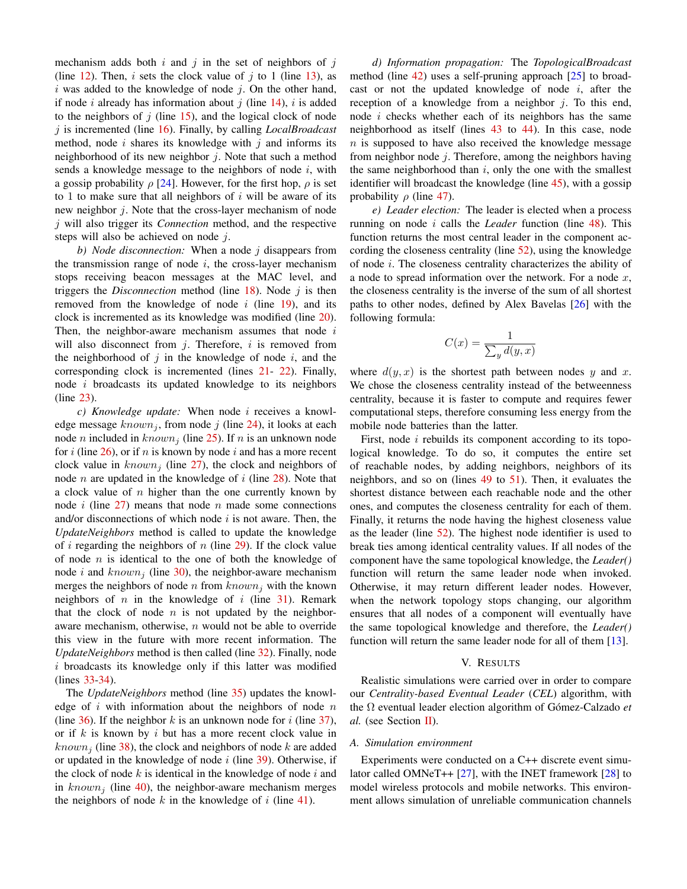mechanism adds both $i$ and $j$ in the set of neighbors of $j$ (line 12). Then, $i$ sets the clock value of $j$ to 1 (line 13), as $i$ was added to the knowledge of node $j$. On the other hand, if node $i$ already has information about $j$ (line 14), $i$ is added to the neighbors of $j$ (line 15), and the logical clock of node $j$ is incremented (line 16). Finally, by calling *LocalBroadcast* method, node $i$ shares its knowledge with $j$ and informs its neighborhood of its new neighbor $j$. Note that such a method sends a knowledge message to the neighbors of node $i$, with a gossip probability $\rho$ [24]. However, for the first hop, $\rho$ is set to 1 to make sure that all neighbors of $i$ will be aware of its new neighbor $j$. Note that the cross-layer mechanism of node $j$ will also trigger its *Connection* method, and the respective steps will also be achieved on node $j$.

*b) Node disconnection:* When a node $j$ disappears from the transmission range of node $i$, the cross-layer mechanism stops receiving beacon messages at the MAC level, and triggers the *Disconnection* method (line 18). Node $j$ is then removed from the knowledge of node $i$ (line 19), and its clock is incremented as its knowledge was modified (line 20). Then, the neighbor-aware mechanism assumes that node $i$ will also disconnect from $j$. Therefore, $i$ is removed from the neighborhood of $j$ in the knowledge of node $i$, and the corresponding clock is incremented (lines 21- 22). Finally, node $i$ broadcasts its updated knowledge to its neighbors (line 23).

*c) Knowledge update:* When node $i$ receives a knowledge message $known_j$, from node $j$ (line 24), it looks at each node $n$ included in $known_j$ (line 25). If $n$ is an unknown node for $i$ (line 26), or if $n$ is known by node $i$ and has a more recent clock value in $known_j$ (line 27), the clock and neighbors of node $n$ are updated in the knowledge of $i$ (line 28). Note that a clock value of $n$ higher than the one currently known by node $i$ (line 27) means that node $n$ made some connections and/or disconnections of which node $i$ is not aware. Then, the *UpdateNeighbors* method is called to update the knowledge of $i$ regarding the neighbors of $n$ (line 29). If the clock value of node $n$ is identical to the one of both the knowledge of node $i$ and $known_j$ (line 30), the neighbor-aware mechanism merges the neighbors of node $n$ from $known_j$ with the known neighbors of $n$ in the knowledge of $i$ (line 31). Remark that the clock of node $n$ is not updated by the neighbor-aware mechanism, otherwise, $n$ would not be able to override this view in the future with more recent information. The *UpdateNeighbors* method is then called (line 32). Finally, node $i$ broadcasts its knowledge only if this latter was modified (lines 33-34).

The *UpdateNeighbors* method (line 35) updates the knowledge of $i$ with information about the neighbors of node $n$ (line 36). If the neighbor $k$ is an unknown node for $i$ (line 37), or if $k$ is known by $i$ but has a more recent clock value in $known_j$ (line 38), the clock and neighbors of node $k$ are added or updated in the knowledge of node $i$ (line 39). Otherwise, if the clock of node $k$ is identical in the knowledge of node $i$ and in $known_j$ (line 40), the neighbor-aware mechanism merges the neighbors of node $k$ in the knowledge of $i$ (line 41).

*d) Information propagation:* The *TopologicalBroadcast* method (line 42) uses a self-pruning approach [25] to broadcast or not the updated knowledge of node $i$, after the reception of a knowledge from a neighbor $j$. To this end, node $i$ checks whether each of its neighbors has the same neighborhood as itself (lines 43 to 44). In this case, node $n$ is supposed to have also received the knowledge message from neighbor node $j$. Therefore, among the neighbors having the same neighborhood than $i$, only the one with the smallest identifier will broadcast the knowledge (line 45), with a gossip probability $\rho$ (line 47).

*e) Leader election:* The leader is elected when a process running on node $i$ calls the *Leader* function (line 48). This function returns the most central leader in the component according the closeness centrality (line 52), using the knowledge of node $i$. The closeness centrality characterizes the ability of a node to spread information over the network. For a node $x$, the closeness centrality is the inverse of the sum of all shortest paths to other nodes, defined by Alex Bavelas [26] with the following formula:

$$C(x) = \frac{1}{\sum_y d(y,x)}$$

where $d(y,x)$ is the shortest path between nodes $y$ and $x$. We chose the closeness centrality instead of the betweenness centrality, because it is faster to compute and requires fewer computational steps, therefore consuming less energy from the mobile node batteries than the latter.

First, node $i$ rebuilds its component according to its topological knowledge. To do so, it computes the entire set of reachable nodes, by adding neighbors, neighbors of its neighbors, and so on (lines 49 to 51). Then, it evaluates the shortest distance between each reachable node and the other ones, and computes the closeness centrality for each of them. Finally, it returns the node having the highest closeness value as the leader (line 52). The highest node identifier is used to break ties among identical centrality values. If all nodes of the component have the same topological knowledge, the *Leader()* function will return the same leader node when invoked. Otherwise, it may return different leader nodes. However, when the network topology stops changing, our algorithm ensures that all nodes of a component will eventually have the same topological knowledge and therefore, the *Leader()* function will return the same leader node for all of them [13].

## V. Results

Realistic simulations were carried over in order to compare our *Centrality-based Eventual Leader* (*CEL*) algorithm, with the $\Omega$ eventual leader election algorithm of Gómez-Calzado *et al.* (see Section II).

### A. Simulation environment

Experiments were conducted on a C++ discrete event simulator called OMNeT++ [27], with the INET framework [28] to model wireless protocols and mobile networks. This environment allows simulation of unreliable communication channels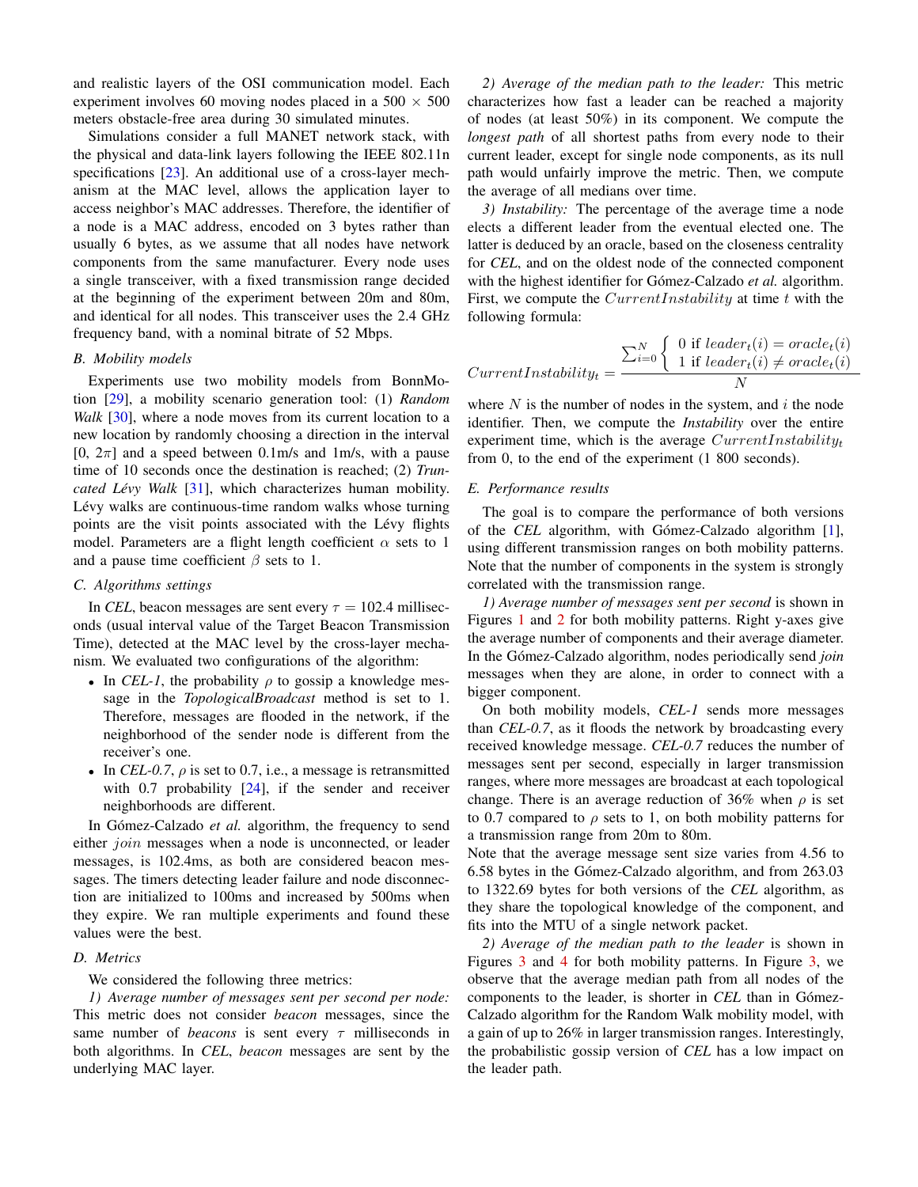and realistic layers of the OSI communication model. Each experiment involves 60 moving nodes placed in a 500 × 500 meters obstacle-free area during 30 simulated minutes.

Simulations consider a full MANET network stack, with the physical and data-link layers following the IEEE 802.11n specifications [23]. An additional use of a cross-layer mechanism at the MAC level, allows the application layer to access neighbor's MAC addresses. Therefore, the identifier of a node is a MAC address, encoded on 3 bytes rather than usually 6 bytes, as we assume that all nodes have network components from the same manufacturer. Every node uses a single transceiver, with a fixed transmission range decided at the beginning of the experiment between 20m and 80m, and identical for all nodes. This transceiver uses the 2.4 GHz frequency band, with a nominal bitrate of 52 Mbps.

### B. Mobility models

Experiments use two mobility models from BonnMotion [29], a mobility scenario generation tool: (1) *Random Walk* [30], where a node moves from its current location to a new location by randomly choosing a direction in the interval $[0, 2\pi]$ and a speed between 0.1m/s and 1m/s, with a pause time of 10 seconds once the destination is reached; (2) *Truncated Lévy Walk* [31], which characterizes human mobility. Lévy walks are continuous-time random walks whose turning points are the visit points associated with the Lévy flights model. Parameters are a flight length coefficient $\alpha$ sets to 1 and a pause time coefficient $\beta$ sets to 1.

### C. Algorithms settings

In *CEL*, beacon messages are sent every $\tau = 102.4$ milliseconds (usual interval value of the Target Beacon Transmission Time), detected at the MAC level by the cross-layer mechanism. We evaluated two configurations of the algorithm:

- In *CEL-1*, the probability $\rho$ to gossip a knowledge message in the *TopologicalBroadcast* method is set to 1. Therefore, messages are flooded in the network, if the neighborhood of the sender node is different from the receiver's one.
- In *CEL-0.7*, $\rho$ is set to 0.7, i.e., a message is retransmitted with 0.7 probability [24], if the sender and receiver neighborhoods are different.

In Gómez-Calzado *et al.* algorithm, the frequency to send either $join$ messages when a node is unconnected, or leader messages, is 102.4ms, as both are considered beacon messages. The timers detecting leader failure and node disconnection are initialized to 100ms and increased by 500ms when they expire. We ran multiple experiments and found these values were the best.

### D. Metrics

We considered the following three metrics:

*1) Average number of messages sent per second per node:* This metric does not consider *beacon* messages, since the same number of *beacons* is sent every $\tau$ milliseconds in both algorithms. In *CEL*, *beacon* messages are sent by the underlying MAC layer.

*2) Average of the median path to the leader:* This metric characterizes how fast a leader can be reached a majority of nodes (at least 50%) in its component. We compute the *longest path* of all shortest paths from every node to their current leader, except for single node components, as its null path would unfairly improve the metric. Then, we compute the average of all medians over time.

*3) Instability:* The percentage of the average time a node elects a different leader from the eventual elected one. The latter is deduced by an oracle, based on the closeness centrality for *CEL*, and on the oldest node of the connected component with the highest identifier for Gómez-Calzado *et al.* algorithm. First, we compute the $CurrentInstability$ at time $t$ with the following formula:

$$CurrentInstability_t = \frac{\sum_{i=0}^{N} \begin{cases} 0 \text{ if } leader_t(i) = oracle_t(i) \\ 1 \text{ if } leader_t(i) \neq oracle_t(i) \end{cases}}{N}$$

where $N$ is the number of nodes in the system, and $i$ the node identifier. Then, we compute the *Instability* over the entire experiment time, which is the average $CurrentInstability_t$ from 0, to the end of the experiment (1 800 seconds).

### E. Performance results

The goal is to compare the performance of both versions of the *CEL* algorithm, with Gómez-Calzado algorithm [1], using different transmission ranges on both mobility patterns. Note that the number of components in the system is strongly correlated with the transmission range.

*1) Average number of messages sent per second* is shown in Figures 1 and 2 for both mobility patterns. Right y-axes give the average number of components and their average diameter. In the Gómez-Calzado algorithm, nodes periodically send *join* messages when they are alone, in order to connect with a bigger component.

On both mobility models, *CEL-1* sends more messages than *CEL-0.7*, as it floods the network by broadcasting every received knowledge message. *CEL-0.7* reduces the number of messages sent per second, especially in larger transmission ranges, where more messages are broadcast at each topological change. There is an average reduction of 36% when $\rho$ is set to 0.7 compared to $\rho$ sets to 1, on both mobility patterns for a transmission range from 20m to 80m.

Note that the average message sent size varies from 4.56 to 6.58 bytes in the Gómez-Calzado algorithm, and from 263.03 to 1322.69 bytes for both versions of the *CEL* algorithm, as they share the topological knowledge of the component, and fits into the MTU of a single network packet.

*2) Average of the median path to the leader* is shown in Figures 3 and 4 for both mobility patterns. In Figure 3, we observe that the average median path from all nodes of the components to the leader, is shorter in *CEL* than in Gómez-Calzado algorithm for the Random Walk mobility model, with a gain of up to 26% in larger transmission ranges. Interestingly, the probabilistic gossip version of *CEL* has a low impact on the leader path.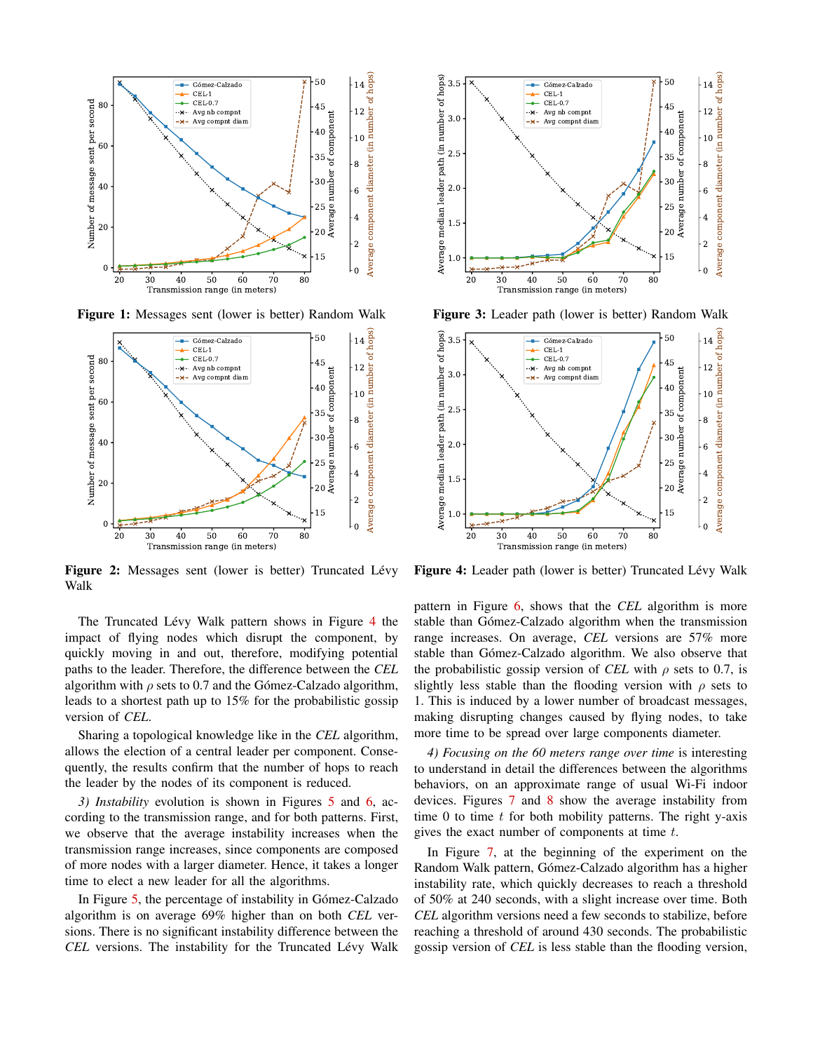Gómez-Calzado
CEL-1
CEL-0.7
Avg nb compnt
Avg compnt diam

Number of message sent per second
Average number of component
Average component diameter (in number of hops)
Transmission range (in meters)

**Figure 1:** Messages sent (lower is better) Random Walk

Gómez-Calzado
CEL-1
CEL-0.7
Avg nb compnt
Avg compnt diam

Average median leader path (in number of hops)
Average number of component
Average component diameter (in number of hops)
Transmission range (in meters)

**Figure 3:** Leader path (lower is better) Random Walk

Gómez-Calzado
CEL-1
CEL-0.7
Avg nb compnt
Avg compnt diam

Number of message sent per second
Average number of component
Average component diameter (in number of hops)
Transmission range (in meters)

**Figure 2:** Messages sent (lower is better) Truncated Lévy Walk

Gómez-Calzado
CEL-1
CEL-0.7
Avg nb compnt
Avg compnt diam

Average median leader path (in number of hops)
Average number of component
Average component diameter (in number of hops)
Transmission range (in meters)

**Figure 4:** Leader path (lower is better) Truncated Lévy Walk

The Truncated Lévy Walk pattern shows in Figure 4 the impact of flying nodes which disrupt the component, by quickly moving in and out, therefore, modifying potential paths to the leader. Therefore, the difference between the *CEL* algorithm with $\rho$ sets to 0.7 and the Gómez-Calzado algorithm, leads to a shortest path up to 15% for the probabilistic gossip version of *CEL*.

Sharing a topological knowledge like in the *CEL* algorithm, allows the election of a central leader per component. Consequently, the results confirm that the number of hops to reach the leader by the nodes of its component is reduced.

*3) Instability* evolution is shown in Figures 5 and 6, according to the transmission range, and for both patterns. First, we observe that the average instability increases when the transmission range increases, since components are composed of more nodes with a larger diameter. Hence, it takes a longer time to elect a new leader for all the algorithms.

In Figure 5, the percentage of instability in Gómez-Calzado algorithm is on average 69% higher than on both *CEL* versions. There is no significant instability difference between the *CEL* versions. The instability for the Truncated Lévy Walk pattern in Figure 6, shows that the *CEL* algorithm is more stable than Gómez-Calzado algorithm when the transmission range increases. On average, *CEL* versions are 57% more stable than Gómez-Calzado algorithm. We also observe that the probabilistic gossip version of *CEL* with $\rho$ sets to 0.7, is slightly less stable than the flooding version with $\rho$ sets to 1. This is induced by a lower number of broadcast messages, making disrupting changes caused by flying nodes, to take more time to be spread over large components diameter.

*4) Focusing on the 60 meters range over time* is interesting to understand in detail the differences between the algorithms behaviors, on an approximate range of usual Wi-Fi indoor devices. Figures 7 and 8 show the average instability from time 0 to time $t$ for both mobility patterns. The right y-axis gives the exact number of components at time $t$.

In Figure 7, at the beginning of the experiment on the Random Walk pattern, Gómez-Calzado algorithm has a higher instability rate, which quickly decreases to reach a threshold of 50% at 240 seconds, with a slight increase over time. Both *CEL* algorithm versions need a few seconds to stabilize, before reaching a threshold of around 430 seconds. The probabilistic gossip version of *CEL* is less stable than the flooding version,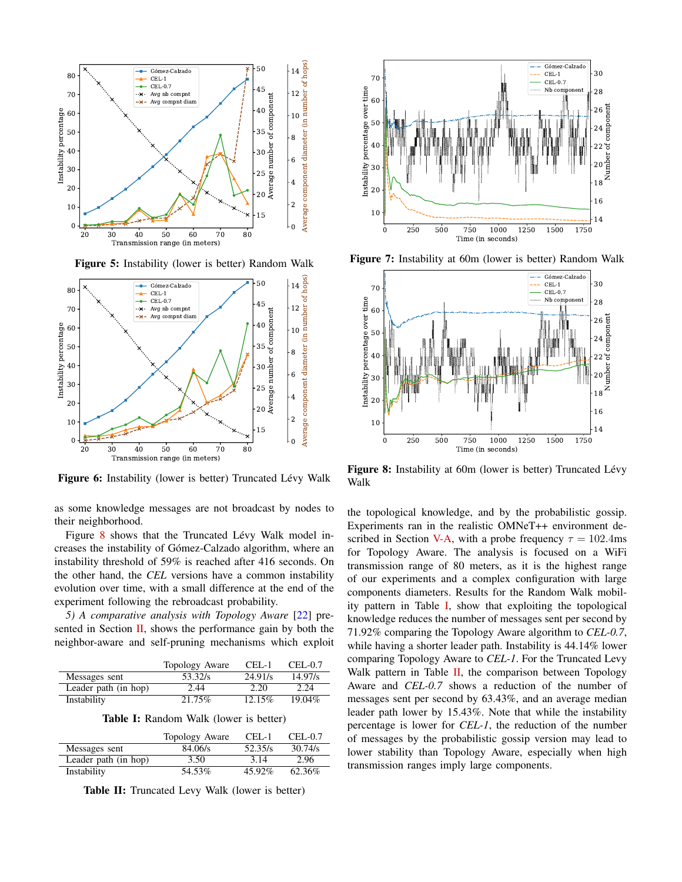Gómez-Calzado
CEL-1
CEL-0.7
Avg nb compnt
Avg compnt diam

Instability percentage

Average number of component

Average component diameter (in number of hops)

Transmission range (in meters)

**Figure 5:** Instability (lower is better) Random Walk

Gómez-Calzado
CEL-1
CEL-0.7
Avg nb compnt
Avg compnt diam

Instability percentage

Average number of component

Average component diameter (in number of hops)

Transmission range (in meters)

**Figure 6:** Instability (lower is better) Truncated Lévy Walk

Gómez-Calzado
CEL-1
CEL-0.7
Nb component

Instability percentage over time

Number of component

Time (in seconds)

**Figure 7:** Instability at 60m (lower is better) Random Walk

Gómez-Calzado
CEL-1
CEL-0.7
Nb component

Instability percentage over time

Number of component

Time (in seconds)

**Figure 8:** Instability at 60m (lower is better) Truncated Lévy Walk

as some knowledge messages are not broadcast by nodes to their neighborhood.

Figure 8 shows that the Truncated Lévy Walk model increases the instability of Gómez-Calzado algorithm, where an instability threshold of 59% is reached after 416 seconds. On the other hand, the *CEL* versions have a common instability evolution over time, with a small difference at the end of the experiment following the rebroadcast probability.

*5) A comparative analysis with Topology Aware* [22] presented in Section II, shows the performance gain by both the neighbor-aware and self-pruning mechanisms which exploit the topological knowledge, and by the probabilistic gossip. Experiments ran in the realistic OMNeT++ environment described in Section V-A, with a probe frequency $\tau = 102.4$ms for Topology Aware. The analysis is focused on a WiFi transmission range of 80 meters, as it is the highest range of our experiments and a complex configuration with large components diameters. Results for the Random Walk mobility pattern in Table I, show that exploiting the topological knowledge reduces the number of messages sent per second by 71.92% comparing the Topology Aware algorithm to *CEL-0.7*, while having a shorter leader path. Instability is 44.14% lower comparing Topology Aware to *CEL-1*. For the Truncated Levy Walk pattern in Table II, the comparison between Topology Aware and *CEL-0.7* shows a reduction of the number of messages sent per second by 63.43%, and an average median leader path lower by 15.43%. Note that while the instability percentage is lower for *CEL-1*, the reduction of the number of messages by the probabilistic gossip version may lead to lower stability than Topology Aware, especially when high transmission ranges imply large components.

| | Topology Aware | CEL-1 | CEL-0.7 |
|---|---|---|---|
| Messages sent | 53.32/s | 24.91/s | 14.97/s |
| Leader path (in hop) | 2.44 | 2.20 | 2.24 |
| Instability | 21.75% | 12.15% | 19.04% |

**Table I:** Random Walk (lower is better)

| | Topology Aware | CEL-1 | CEL-0.7 |
|---|---|---|---|
| Messages sent | 84.06/s | 52.35/s | 30.74/s |
| Leader path (in hop) | 3.50 | 3.14 | 2.96 |
| Instability | 54.53% | 45.92% | 62.36% |

**Table II:** Truncated Levy Walk (lower is better)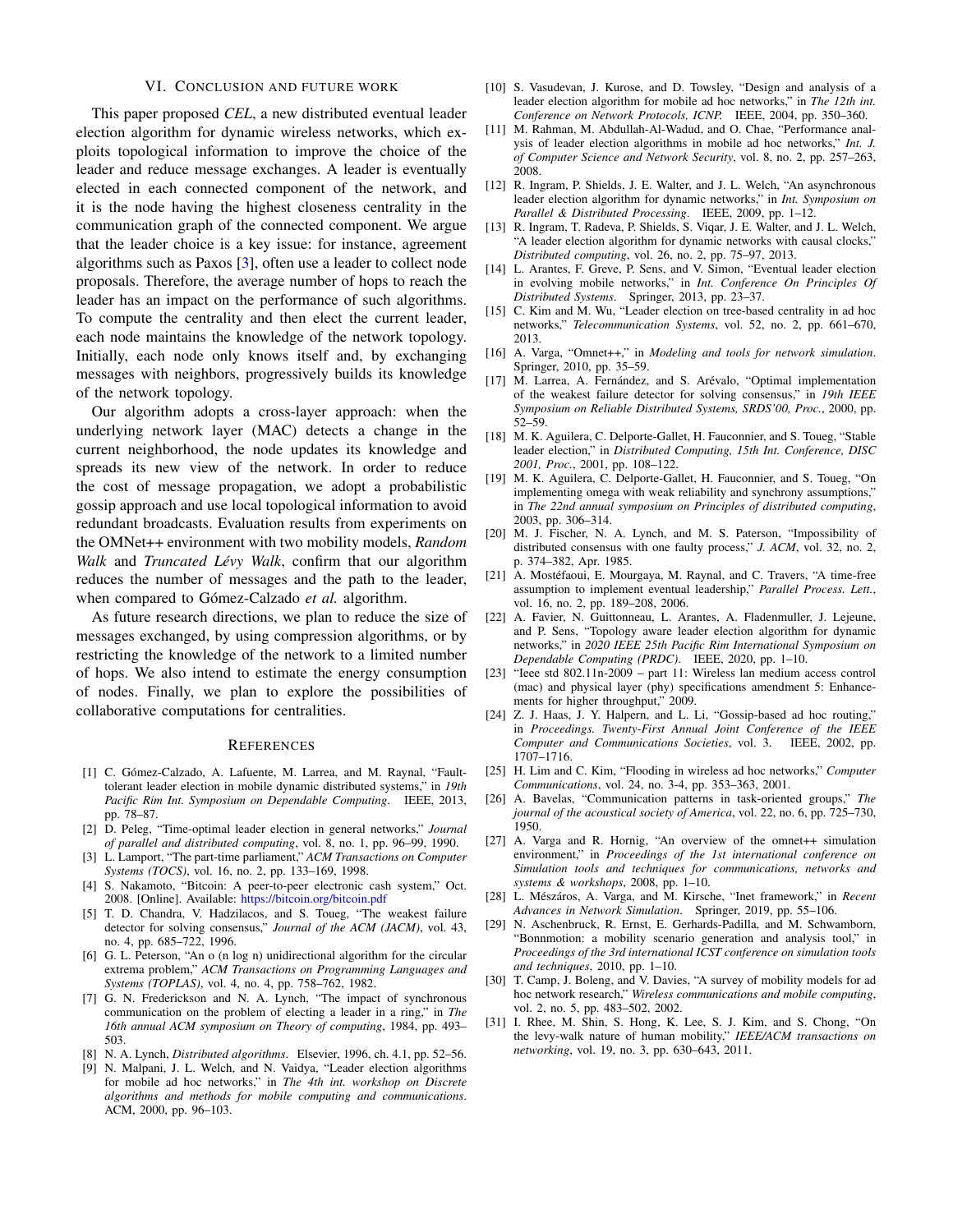## VI. Conclusion and future work

This paper proposed *CEL*, a new distributed eventual leader election algorithm for dynamic wireless networks, which exploits topological information to improve the choice of the leader and reduce message exchanges. A leader is eventually elected in each connected component of the network, and it is the node having the highest closeness centrality in the communication graph of the connected component. We argue that the leader choice is a key issue: for instance, agreement algorithms such as Paxos [3], often use a leader to collect node proposals. Therefore, the average number of hops to reach the leader has an impact on the performance of such algorithms. To compute the centrality and then elect the current leader, each node maintains the knowledge of the network topology. Initially, each node only knows itself and, by exchanging messages with neighbors, progressively builds its knowledge of the network topology.

Our algorithm adopts a cross-layer approach: when the underlying network layer (MAC) detects a change in the current neighborhood, the node updates its knowledge and spreads its new view of the network. In order to reduce the cost of message propagation, we adopt a probabilistic gossip approach and use local topological information to avoid redundant broadcasts. Evaluation results from experiments on the OMNet++ environment with two mobility models, *Random Walk* and *Truncated Lévy Walk*, confirm that our algorithm reduces the number of messages and the path to the leader, when compared to Gómez-Calzado *et al.* algorithm.

As future research directions, we plan to reduce the size of messages exchanged, by using compression algorithms, or by restricting the knowledge of the network to a limited number of hops. We also intend to estimate the energy consumption of nodes. Finally, we plan to explore the possibilities of collaborative computations for centralities.

## References

[1] C. Gómez-Calzado, A. Lafuente, M. Larrea, and M. Raynal, "Fault-tolerant leader election in mobile dynamic distributed systems," in *19th Pacific Rim Int. Symposium on Dependable Computing*. IEEE, 2013, pp. 78–87.

[2] D. Peleg, "Time-optimal leader election in general networks," *Journal of parallel and distributed computing*, vol. 8, no. 1, pp. 96–99, 1990.

[3] L. Lamport, "The part-time parliament," *ACM Transactions on Computer Systems (TOCS)*, vol. 16, no. 2, pp. 133–169, 1998.

[4] S. Nakamoto, "Bitcoin: A peer-to-peer electronic cash system," Oct. 2008. [Online]. Available: https://bitcoin.org/bitcoin.pdf

[5] T. D. Chandra, V. Hadzilacos, and S. Toueg, "The weakest failure detector for solving consensus," *Journal of the ACM (JACM)*, vol. 43, no. 4, pp. 685–722, 1996.

[6] G. L. Peterson, "An o (n log n) unidirectional algorithm for the circular extrema problem," *ACM Transactions on Programming Languages and Systems (TOPLAS)*, vol. 4, no. 4, pp. 758–762, 1982.

[7] G. N. Frederickson and N. A. Lynch, "The impact of synchronous communication on the problem of electing a leader in a ring," in *The 16th annual ACM symposium on Theory of computing*, 1984, pp. 493–503.

[8] N. A. Lynch, *Distributed algorithms*. Elsevier, 1996, ch. 4.1, pp. 52–56.

[9] N. Malpani, J. L. Welch, and N. Vaidya, "Leader election algorithms for mobile ad hoc networks," in *The 4th int. workshop on Discrete algorithms and methods for mobile computing and communications*. ACM, 2000, pp. 96–103.

[10] S. Vasudevan, J. Kurose, and D. Towsley, "Design and analysis of a leader election algorithm for mobile ad hoc networks," in *The 12th int. Conference on Network Protocols, ICNP*. IEEE, 2004, pp. 350–360.

[11] M. Rahman, M. Abdullah-Al-Wadud, and O. Chae, "Performance analysis of leader election algorithms in mobile ad hoc networks," *Int. J. of Computer Science and Network Security*, vol. 8, no. 2, pp. 257–263, 2008.

[12] R. Ingram, P. Shields, J. E. Walter, and J. L. Welch, "An asynchronous leader election algorithm for dynamic networks," in *Int. Symposium on Parallel & Distributed Processing*. IEEE, 2009, pp. 1–12.

[13] R. Ingram, T. Radeva, P. Shields, S. Viqar, J. E. Walter, and J. L. Welch, "A leader election algorithm for dynamic networks with causal clocks," *Distributed computing*, vol. 26, no. 2, pp. 75–97, 2013.

[14] L. Arantes, F. Greve, P. Sens, and V. Simon, "Eventual leader election in evolving mobile networks," in *Int. Conference On Principles Of Distributed Systems*. Springer, 2013, pp. 23–37.

[15] C. Kim and M. Wu, "Leader election on tree-based centrality in ad hoc networks," *Telecommunication Systems*, vol. 52, no. 2, pp. 661–670, 2013.

[16] A. Varga, "Omnet++," in *Modeling and tools for network simulation*. Springer, 2010, pp. 35–59.

[17] M. Larrea, A. Fernández, and S. Arévalo, "Optimal implementation of the weakest failure detector for solving consensus," in *19th IEEE Symposium on Reliable Distributed Systems, SRDS'00, Proc.*, 2000, pp. 52–59.

[18] M. K. Aguilera, C. Delporte-Gallet, H. Fauconnier, and S. Toueg, "Stable leader election," in *Distributed Computing, 15th Int. Conference, DISC 2001, Proc.*, 2001, pp. 108–122.

[19] M. K. Aguilera, C. Delporte-Gallet, H. Fauconnier, and S. Toueg, "On implementing omega with weak reliability and synchrony assumptions," in *The 22nd annual symposium on Principles of distributed computing*, 2003, pp. 306–314.

[20] M. J. Fischer, N. A. Lynch, and M. S. Paterson, "Impossibility of distributed consensus with one faulty process," *J. ACM*, vol. 32, no. 2, p. 374–382, Apr. 1985.

[21] A. Mostéfaoui, E. Mourgaya, M. Raynal, and C. Travers, "A time-free assumption to implement eventual leadership," *Parallel Process. Lett.*, vol. 16, no. 2, pp. 189–208, 2006.

[22] A. Favier, N. Guittonneau, L. Arantes, A. Fladenmuller, J. Lejeune, and P. Sens, "Topology aware leader election algorithm for dynamic networks," in *2020 IEEE 25th Pacific Rim International Symposium on Dependable Computing (PRDC)*. IEEE, 2020, pp. 1–10.

[23] "Ieee std 802.11n-2009 – part 11: Wireless lan medium access control (mac) and physical layer (phy) specifications amendment 5: Enhancements for higher throughput," 2009.

[24] Z. J. Haas, J. Y. Halpern, and L. Li, "Gossip-based ad hoc routing," in *Proceedings. Twenty-First Annual Joint Conference of the IEEE Computer and Communications Societies*, vol. 3. IEEE, 2002, pp. 1707–1716.

[25] H. Lim and C. Kim, "Flooding in wireless ad hoc networks," *Computer Communications*, vol. 24, no. 3-4, pp. 353–363, 2001.

[26] A. Bavelas, "Communication patterns in task-oriented groups," *The journal of the acoustical society of America*, vol. 22, no. 6, pp. 725–730, 1950.

[27] A. Varga and R. Hornig, "An overview of the omnet++ simulation environment," in *Proceedings of the 1st international conference on Simulation tools and techniques for communications, networks and systems & workshops*, 2008, pp. 1–10.

[28] L. Mészáros, A. Varga, and M. Kirsche, "Inet framework," in *Recent Advances in Network Simulation*. Springer, 2019, pp. 55–106.

[29] N. Aschenbruck, R. Ernst, E. Gerhards-Padilla, and M. Schwamborn, "Bonnmotion: a mobility scenario generation and analysis tool," in *Proceedings of the 3rd international ICST conference on simulation tools and techniques*, 2010, pp. 1–10.

[30] T. Camp, J. Boleng, and V. Davies, "A survey of mobility models for ad hoc network research," *Wireless communications and mobile computing*, vol. 2, no. 5, pp. 483–502, 2002.

[31] I. Rhee, M. Shin, S. Hong, K. Lee, S. J. Kim, and S. Chong, "On the levy-walk nature of human mobility," *IEEE/ACM transactions on networking*, vol. 19, no. 3, pp. 630–643, 2011.